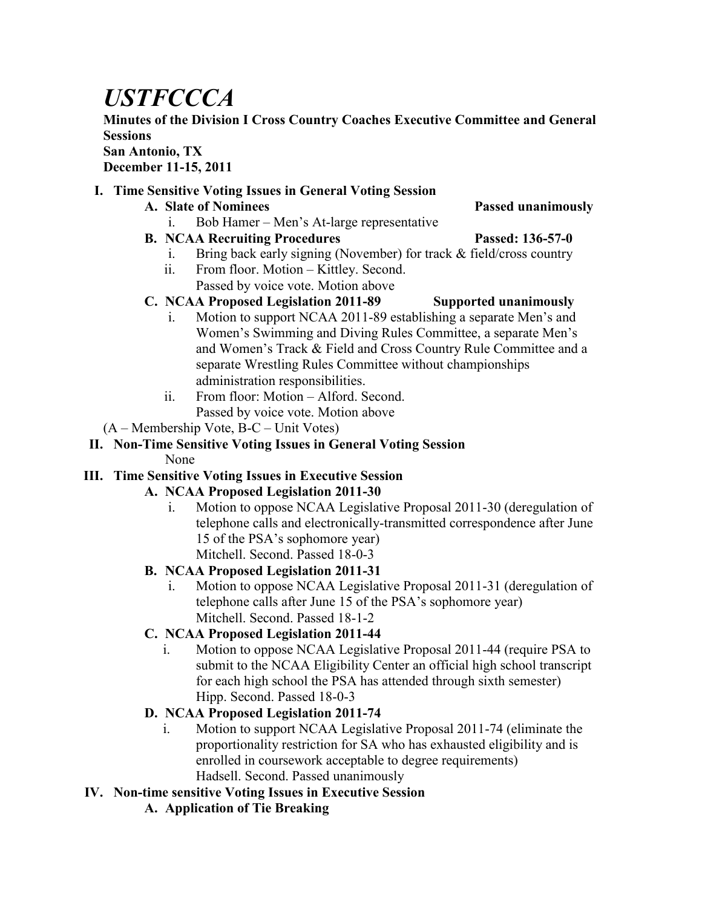# *USTFCCCA*

**Minutes of the Division I Cross Country Coaches Executive Committee and General Sessions**
**San Antonio, TX**
**December 11-15, 2011**

## I. Time Sensitive Voting Issues in General Voting Session

### A. Slate of Nominees — Passed unanimously

i. Bob Hamer – Men's At-large representative

### B. NCAA Recruiting Procedures — Passed: 136-57-0

i. Bring back early signing (November) for track & field/cross country

ii. From floor. Motion – Kittley. Second.
Passed by voice vote. Motion above

### C. NCAA Proposed Legislation 2011-89 — Supported unanimously

i. Motion to support NCAA 2011-89 establishing a separate Men's and Women's Swimming and Diving Rules Committee, a separate Men's and Women's Track & Field and Cross Country Rule Committee and a separate Wrestling Rules Committee without championships administration responsibilities.

ii. From floor: Motion – Alford. Second.
Passed by voice vote. Motion above

(A – Membership Vote, B-C – Unit Votes)

## II. Non-Time Sensitive Voting Issues in General Voting Session

None

## III. Time Sensitive Voting Issues in Executive Session

### A. NCAA Proposed Legislation 2011-30

i. Motion to oppose NCAA Legislative Proposal 2011-30 (deregulation of telephone calls and electronically-transmitted correspondence after June 15 of the PSA's sophomore year)
Mitchell. Second. Passed 18-0-3

### B. NCAA Proposed Legislation 2011-31

i. Motion to oppose NCAA Legislative Proposal 2011-31 (deregulation of telephone calls after June 15 of the PSA's sophomore year)
Mitchell. Second. Passed 18-1-2

### C. NCAA Proposed Legislation 2011-44

i. Motion to oppose NCAA Legislative Proposal 2011-44 (require PSA to submit to the NCAA Eligibility Center an official high school transcript for each high school the PSA has attended through sixth semester)
Hipp. Second. Passed 18-0-3

### D. NCAA Proposed Legislation 2011-74

i. Motion to support NCAA Legislative Proposal 2011-74 (eliminate the proportionality restriction for SA who has exhausted eligibility and is enrolled in coursework acceptable to degree requirements)
Hadsell. Second. Passed unanimously

## IV. Non-time sensitive Voting Issues in Executive Session

### A. Application of Tie Breaking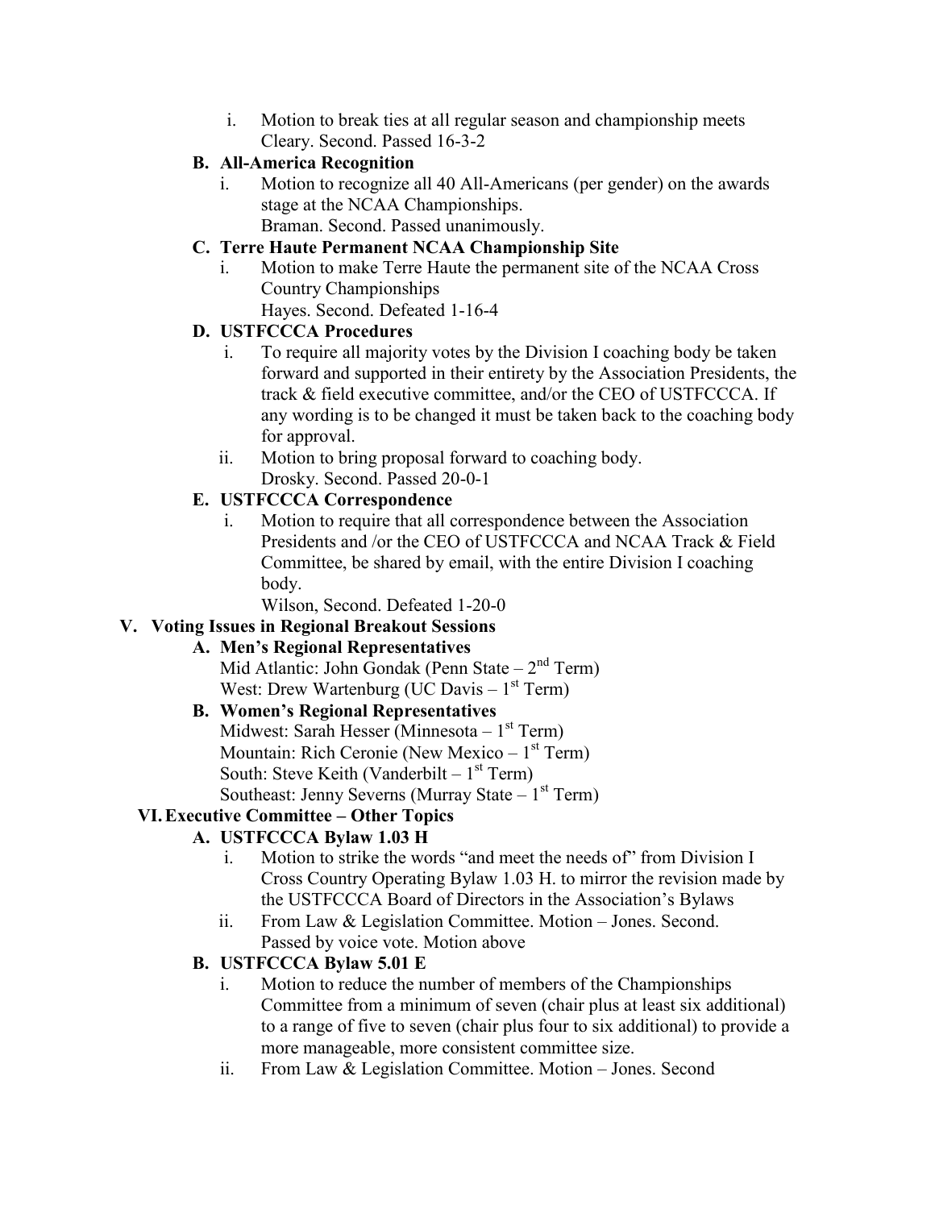i. Motion to break ties at all regular season and championship meets
   Cleary. Second. Passed 16-3-2

**B. All-America Recognition**

i. Motion to recognize all 40 All-Americans (per gender) on the awards stage at the NCAA Championships.
   Braman. Second. Passed unanimously.

**C. Terre Haute Permanent NCAA Championship Site**

i. Motion to make Terre Haute the permanent site of the NCAA Cross Country Championships
   Hayes. Second. Defeated 1-16-4

**D. USTFCCCA Procedures**

i. To require all majority votes by the Division I coaching body be taken forward and supported in their entirety by the Association Presidents, the track & field executive committee, and/or the CEO of USTFCCCA. If any wording is to be changed it must be taken back to the coaching body for approval.

ii. Motion to bring proposal forward to coaching body.
    Drosky. Second. Passed 20-0-1

**E. USTFCCCA Correspondence**

i. Motion to require that all correspondence between the Association Presidents and /or the CEO of USTFCCCA and NCAA Track & Field Committee, be shared by email, with the entire Division I coaching body.
   Wilson, Second. Defeated 1-20-0

**V. Voting Issues in Regional Breakout Sessions**

**A. Men's Regional Representatives**

Mid Atlantic: John Gondak (Penn State – 2nd Term)
West: Drew Wartenburg (UC Davis – 1st Term)

**B. Women's Regional Representatives**

Midwest: Sarah Hesser (Minnesota – 1st Term)
Mountain: Rich Ceronie (New Mexico – 1st Term)
South: Steve Keith (Vanderbilt – 1st Term)
Southeast: Jenny Severns (Murray State – 1st Term)

**VI. Executive Committee – Other Topics**

**A. USTFCCCA Bylaw 1.03 H**

i. Motion to strike the words "and meet the needs of" from Division I Cross Country Operating Bylaw 1.03 H. to mirror the revision made by the USTFCCCA Board of Directors in the Association's Bylaws

ii. From Law & Legislation Committee. Motion – Jones. Second.
    Passed by voice vote. Motion above

**B. USTFCCCA Bylaw 5.01 E**

i. Motion to reduce the number of members of the Championships Committee from a minimum of seven (chair plus at least six additional) to a range of five to seven (chair plus four to six additional) to provide a more manageable, more consistent committee size.

ii. From Law & Legislation Committee. Motion – Jones. Second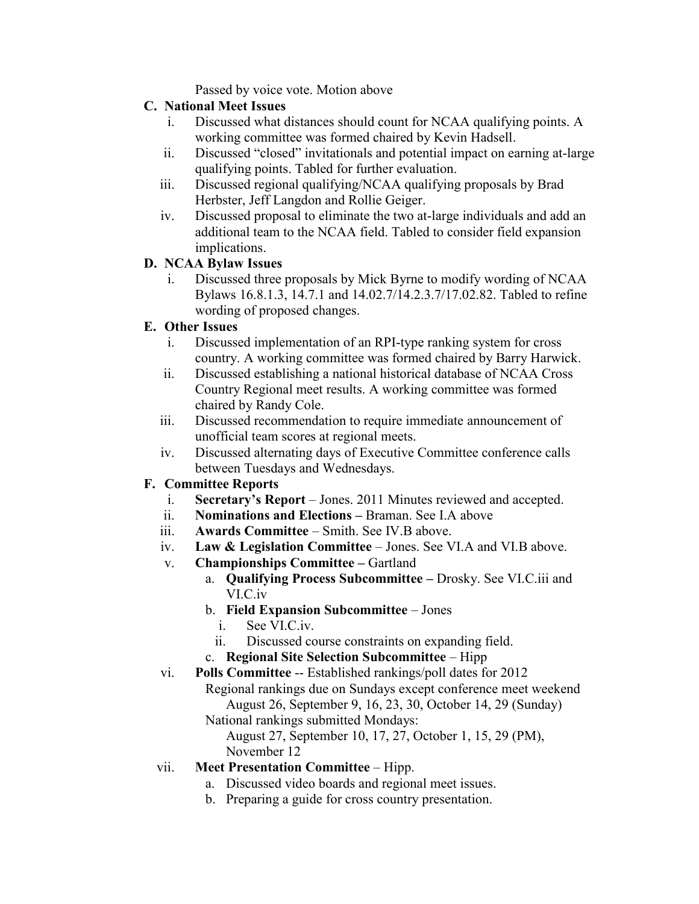Passed by voice vote. Motion above

**C. National Meet Issues**

i. Discussed what distances should count for NCAA qualifying points. A working committee was formed chaired by Kevin Hadsell.

ii. Discussed "closed" invitationals and potential impact on earning at-large qualifying points. Tabled for further evaluation.

iii. Discussed regional qualifying/NCAA qualifying proposals by Brad Herbster, Jeff Langdon and Rollie Geiger.

iv. Discussed proposal to eliminate the two at-large individuals and add an additional team to the NCAA field. Tabled to consider field expansion implications.

**D. NCAA Bylaw Issues**

i. Discussed three proposals by Mick Byrne to modify wording of NCAA Bylaws 16.8.1.3, 14.7.1 and 14.02.7/14.2.3.7/17.02.82. Tabled to refine wording of proposed changes.

**E. Other Issues**

i. Discussed implementation of an RPI-type ranking system for cross country. A working committee was formed chaired by Barry Harwick.

ii. Discussed establishing a national historical database of NCAA Cross Country Regional meet results. A working committee was formed chaired by Randy Cole.

iii. Discussed recommendation to require immediate announcement of unofficial team scores at regional meets.

iv. Discussed alternating days of Executive Committee conference calls between Tuesdays and Wednesdays.

**F. Committee Reports**

i. **Secretary's Report** – Jones. 2011 Minutes reviewed and accepted.

ii. **Nominations and Elections –** Braman. See I.A above

iii. **Awards Committee** – Smith. See IV.B above.

iv. **Law & Legislation Committee** – Jones. See VI.A and VI.B above.

v. **Championships Committee –** Gartland

  a. **Qualifying Process Subcommittee –** Drosky. See VI.C.iii and VI.C.iv

  b. **Field Expansion Subcommittee** – Jones

    i. See VI.C.iv.

    ii. Discussed course constraints on expanding field.

  c. **Regional Site Selection Subcommittee** – Hipp

vi. **Polls Committee** -- Established rankings/poll dates for 2012

  Regional rankings due on Sundays except conference meet weekend

    August 26, September 9, 16, 23, 30, October 14, 29 (Sunday)

  National rankings submitted Mondays:

    August 27, September 10, 17, 27, October 1, 15, 29 (PM), November 12

vii. **Meet Presentation Committee** – Hipp.

  a. Discussed video boards and regional meet issues.

  b. Preparing a guide for cross country presentation.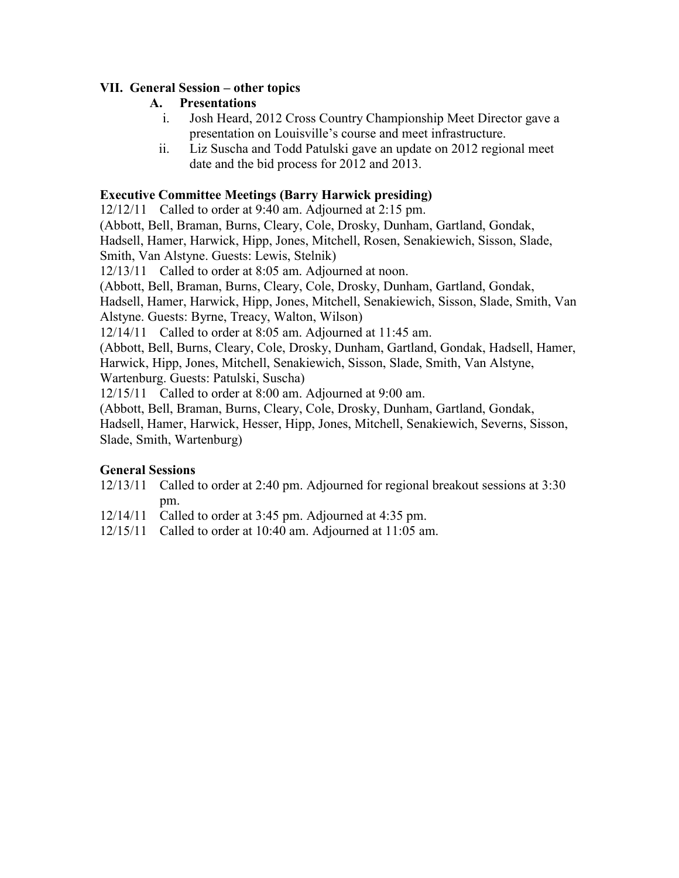## VII. General Session – other topics

### A. Presentations

i. Josh Heard, 2012 Cross Country Championship Meet Director gave a presentation on Louisville's course and meet infrastructure.

ii. Liz Suscha and Todd Patulski gave an update on 2012 regional meet date and the bid process for 2012 and 2013.

**Executive Committee Meetings (Barry Harwick presiding)**

12/12/11 Called to order at 9:40 am. Adjourned at 2:15 pm.
(Abbott, Bell, Braman, Burns, Cleary, Cole, Drosky, Dunham, Gartland, Gondak, Hadsell, Hamer, Harwick, Hipp, Jones, Mitchell, Rosen, Senakiewich, Sisson, Slade, Smith, Van Alstyne. Guests: Lewis, Stelnik)

12/13/11 Called to order at 8:05 am. Adjourned at noon.
(Abbott, Bell, Braman, Burns, Cleary, Cole, Drosky, Dunham, Gartland, Gondak, Hadsell, Hamer, Harwick, Hipp, Jones, Mitchell, Senakiewich, Sisson, Slade, Smith, Van Alstyne. Guests: Byrne, Treacy, Walton, Wilson)

12/14/11 Called to order at 8:05 am. Adjourned at 11:45 am.
(Abbott, Bell, Burns, Cleary, Cole, Drosky, Dunham, Gartland, Gondak, Hadsell, Hamer, Harwick, Hipp, Jones, Mitchell, Senakiewich, Sisson, Slade, Smith, Van Alstyne, Wartenburg. Guests: Patulski, Suscha)

12/15/11 Called to order at 8:00 am. Adjourned at 9:00 am.
(Abbott, Bell, Braman, Burns, Cleary, Cole, Drosky, Dunham, Gartland, Gondak, Hadsell, Hamer, Harwick, Hesser, Hipp, Jones, Mitchell, Senakiewich, Severns, Sisson, Slade, Smith, Wartenburg)

**General Sessions**

12/13/11 Called to order at 2:40 pm. Adjourned for regional breakout sessions at 3:30 pm.

12/14/11 Called to order at 3:45 pm. Adjourned at 4:35 pm.

12/15/11 Called to order at 10:40 am. Adjourned at 11:05 am.